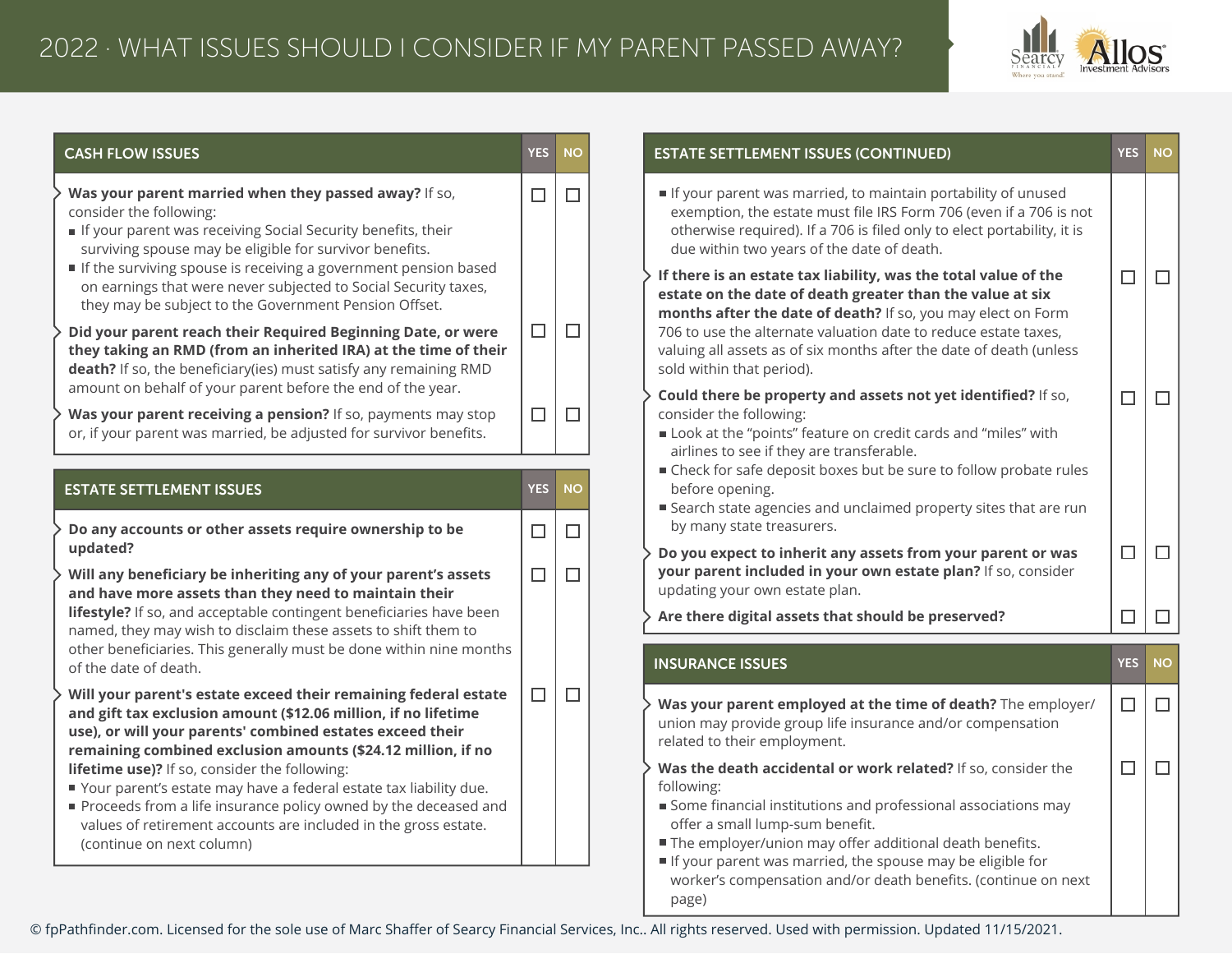# 2022 · WHAT ISSUES SHOULD I CONSIDER IF MY PARENT PASSED AWAY?

## CASH FLOW ISSUES

| | YES | NO |
|---|---|---|
| **Was your parent married when they passed away?** If so, consider the following:<br>■ If your parent was receiving Social Security benefits, their surviving spouse may be eligible for survivor benefits.<br>■ If the surviving spouse is receiving a government pension based on earnings that were never subjected to Social Security taxes, they may be subject to the Government Pension Offset. | ☐ | ☐ |
| **Did your parent reach their Required Beginning Date, or were they taking an RMD (from an inherited IRA) at the time of their death?** If so, the beneficiary(ies) must satisfy any remaining RMD amount on behalf of your parent before the end of the year. | ☐ | ☐ |
| **Was your parent receiving a pension?** If so, payments may stop or, if your parent was married, be adjusted for survivor benefits. | ☐ | ☐ |

## ESTATE SETTLEMENT ISSUES

| | YES | NO |
|---|---|---|
| **Do any accounts or other assets require ownership to be updated?** | ☐ | ☐ |
| **Will any beneficiary be inheriting any of your parent's assets and have more assets than they need to maintain their lifestyle?** If so, and acceptable contingent beneficiaries have been named, they may wish to disclaim these assets to shift them to other beneficiaries. This generally must be done within nine months of the date of death. | ☐ | ☐ |
| **Will your parent's estate exceed their remaining federal estate and gift tax exclusion amount ($12.06 million, if no lifetime use), or will your parents' combined estates exceed their remaining combined exclusion amounts ($24.12 million, if no lifetime use)?** If so, consider the following:<br>■ Your parent's estate may have a federal estate tax liability due.<br>■ Proceeds from a life insurance policy owned by the deceased and values of retirement accounts are included in the gross estate. (continue on next column)<br>■ If your parent was married, to maintain portability of unused exemption, the estate must file IRS Form 706 (even if a 706 is not otherwise required). If a 706 is filed only to elect portability, it is due within two years of the date of death. | ☐ | ☐ |
| **If there is an estate tax liability, was the total value of the estate on the date of death greater than the value at six months after the date of death?** If so, you may elect on Form 706 to use the alternate valuation date to reduce estate taxes, valuing all assets as of six months after the date of death (unless sold within that period). | ☐ | ☐ |
| **Could there be property and assets not yet identified?** If so, consider the following:<br>■ Look at the "points" feature on credit cards and "miles" with airlines to see if they are transferable.<br>■ Check for safe deposit boxes but be sure to follow probate rules before opening.<br>■ Search state agencies and unclaimed property sites that are run by many state treasurers. | ☐ | ☐ |
| **Do you expect to inherit any assets from your parent or was your parent included in your own estate plan?** If so, consider updating your own estate plan. | ☐ | ☐ |
| **Are there digital assets that should be preserved?** | ☐ | ☐ |

## INSURANCE ISSUES

| | YES | NO |
|---|---|---|
| **Was your parent employed at the time of death?** The employer/union may provide group life insurance and/or compensation related to their employment. | ☐ | ☐ |
| **Was the death accidental or work related?** If so, consider the following:<br>■ Some financial institutions and professional associations may offer a small lump-sum benefit.<br>■ The employer/union may offer additional death benefits.<br>■ If your parent was married, the spouse may be eligible for worker's compensation and/or death benefits. (continue on next page) | ☐ | ☐ |

© fpPathfinder.com. Licensed for the sole use of Marc Shaffer of Searcy Financial Services, Inc.. All rights reserved. Used with permission. Updated 11/15/2021.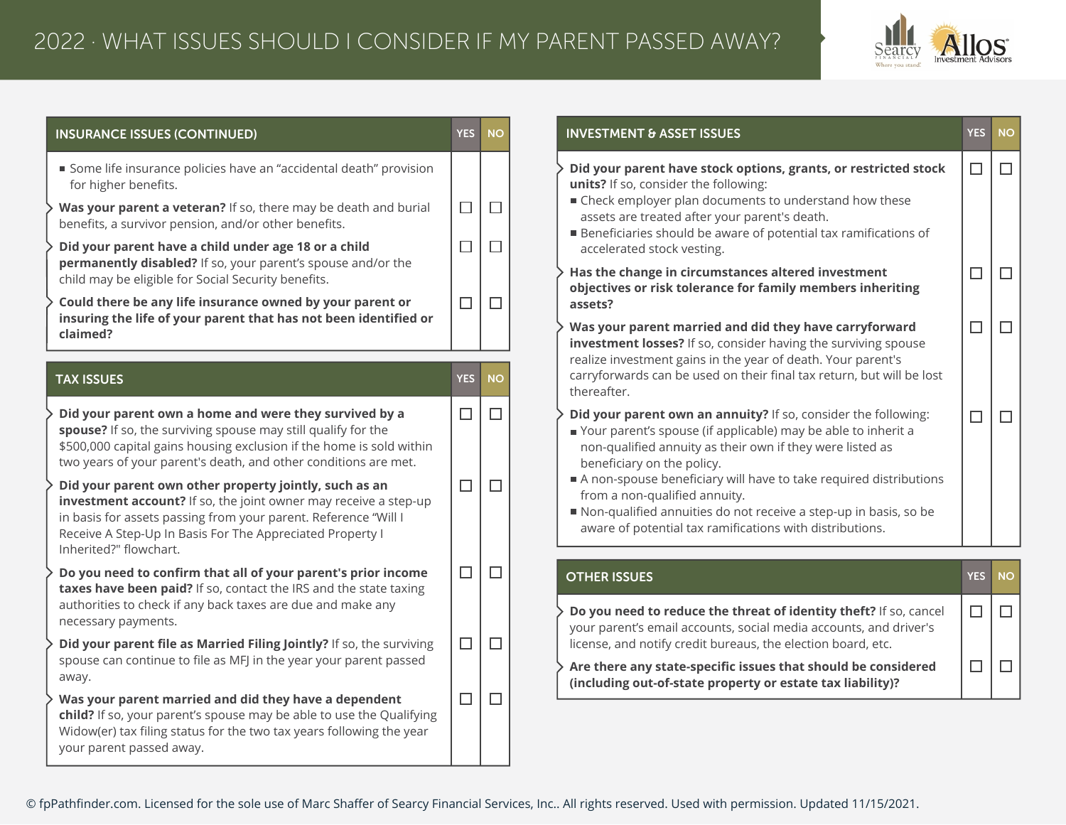# 2022 · WHAT ISSUES SHOULD I CONSIDER IF MY PARENT PASSED AWAY?

| INSURANCE ISSUES (CONTINUED) | YES | NO |
|---|---|---|
| ■ Some life insurance policies have an "accidental death" provision for higher benefits. | | |
| **Was your parent a veteran?** If so, there may be death and burial benefits, a survivor pension, and/or other benefits. | ☐ | ☐ |
| **Did your parent have a child under age 18 or a child permanently disabled?** If so, your parent's spouse and/or the child may be eligible for Social Security benefits. | ☐ | ☐ |
| **Could there be any life insurance owned by your parent or insuring the life of your parent that has not been identified or claimed?** | ☐ | ☐ |

| TAX ISSUES | YES | NO |
|---|---|---|
| **Did your parent own a home and were they survived by a spouse?** If so, the surviving spouse may still qualify for the $500,000 capital gains housing exclusion if the home is sold within two years of your parent's death, and other conditions are met. | ☐ | ☐ |
| **Did your parent own other property jointly, such as an investment account?** If so, the joint owner may receive a step-up in basis for assets passing from your parent. Reference "Will I Receive A Step-Up In Basis For The Appreciated Property I Inherited?" flowchart. | ☐ | ☐ |
| **Do you need to confirm that all of your parent's prior income taxes have been paid?** If so, contact the IRS and the state taxing authorities to check if any back taxes are due and make any necessary payments. | ☐ | ☐ |
| **Did your parent file as Married Filing Jointly?** If so, the surviving spouse can continue to file as MFJ in the year your parent passed away. | ☐ | ☐ |
| **Was your parent married and did they have a dependent child?** If so, your parent's spouse may be able to use the Qualifying Widow(er) tax filing status for the two tax years following the year your parent passed away. | ☐ | ☐ |

| INVESTMENT & ASSET ISSUES | YES | NO |
|---|---|---|
| **Did your parent have stock options, grants, or restricted stock units?** If so, consider the following:<br>■ Check employer plan documents to understand how these assets are treated after your parent's death.<br>■ Beneficiaries should be aware of potential tax ramifications of accelerated stock vesting. | ☐ | ☐ |
| **Has the change in circumstances altered investment objectives or risk tolerance for family members inheriting assets?** | ☐ | ☐ |
| **Was your parent married and did they have carryforward investment losses?** If so, consider having the surviving spouse realize investment gains in the year of death. Your parent's carryforwards can be used on their final tax return, but will be lost thereafter. | ☐ | ☐ |
| **Did your parent own an annuity?** If so, consider the following:<br>■ Your parent's spouse (if applicable) may be able to inherit a non-qualified annuity as their own if they were listed as beneficiary on the policy.<br>■ A non-spouse beneficiary will have to take required distributions from a non-qualified annuity.<br>■ Non-qualified annuities do not receive a step-up in basis, so be aware of potential tax ramifications with distributions. | ☐ | ☐ |

| OTHER ISSUES | YES | NO |
|---|---|---|
| **Do you need to reduce the threat of identity theft?** If so, cancel your parent's email accounts, social media accounts, and driver's license, and notify credit bureaus, the election board, etc. | ☐ | ☐ |
| **Are there any state-specific issues that should be considered (including out-of-state property or estate tax liability)?** | ☐ | ☐ |

© fpPathfinder.com. Licensed for the sole use of Marc Shaffer of Searcy Financial Services, Inc.. All rights reserved. Used with permission. Updated 11/15/2021.